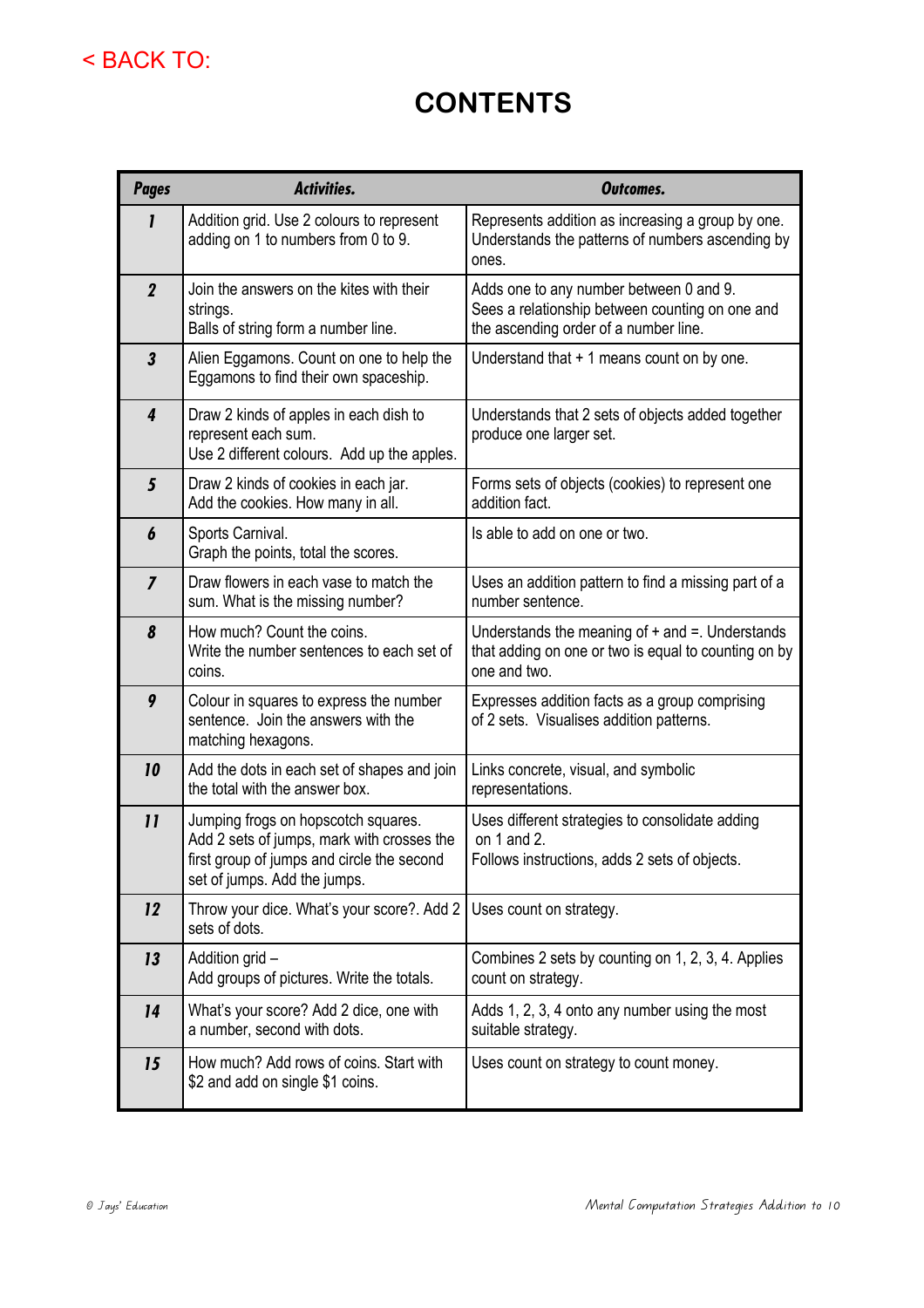< BACK TO:

# CONTENTS

| Pages | Activities. | Outcomes. |
|---|---|---|
| 1 | Addition grid. Use 2 colours to represent adding on 1 to numbers from 0 to 9. | Represents addition as increasing a group by one. Understands the patterns of numbers ascending by ones. |
| 2 | Join the answers on the kites with their strings. Balls of string form a number line. | Adds one to any number between 0 and 9. Sees a relationship between counting on one and the ascending order of a number line. |
| 3 | Alien Eggamons. Count on one to help the Eggamons to find their own spaceship. | Understand that + 1 means count on by one. |
| 4 | Draw 2 kinds of apples in each dish to represent each sum. Use 2 different colours. Add up the apples. | Understands that 2 sets of objects added together produce one larger set. |
| 5 | Draw 2 kinds of cookies in each jar. Add the cookies. How many in all. | Forms sets of objects (cookies) to represent one addition fact. |
| 6 | Sports Carnival. Graph the points, total the scores. | Is able to add on one or two. |
| 7 | Draw flowers in each vase to match the sum. What is the missing number? | Uses an addition pattern to find a missing part of a number sentence. |
| 8 | How much? Count the coins. Write the number sentences to each set of coins. | Understands the meaning of + and =. Understands that adding on one or two is equal to counting on by one and two. |
| 9 | Colour in squares to express the number sentence. Join the answers with the matching hexagons. | Expresses addition facts as a group comprising of 2 sets. Visualises addition patterns. |
| 10 | Add the dots in each set of shapes and join the total with the answer box. | Links concrete, visual, and symbolic representations. |
| 11 | Jumping frogs on hopscotch squares. Add 2 sets of jumps, mark with crosses the first group of jumps and circle the second set of jumps. Add the jumps. | Uses different strategies to consolidate adding on 1 and 2. Follows instructions, adds 2 sets of objects. |
| 12 | Throw your dice. What's your score?. Add 2 sets of dots. | Uses count on strategy. |
| 13 | Addition grid – Add groups of pictures. Write the totals. | Combines 2 sets by counting on 1, 2, 3, 4. Applies count on strategy. |
| 14 | What's your score? Add 2 dice, one with a number, second with dots. | Adds 1, 2, 3, 4 onto any number using the most suitable strategy. |
| 15 | How much? Add rows of coins. Start with $2 and add on single $1 coins. | Uses count on strategy to count money. |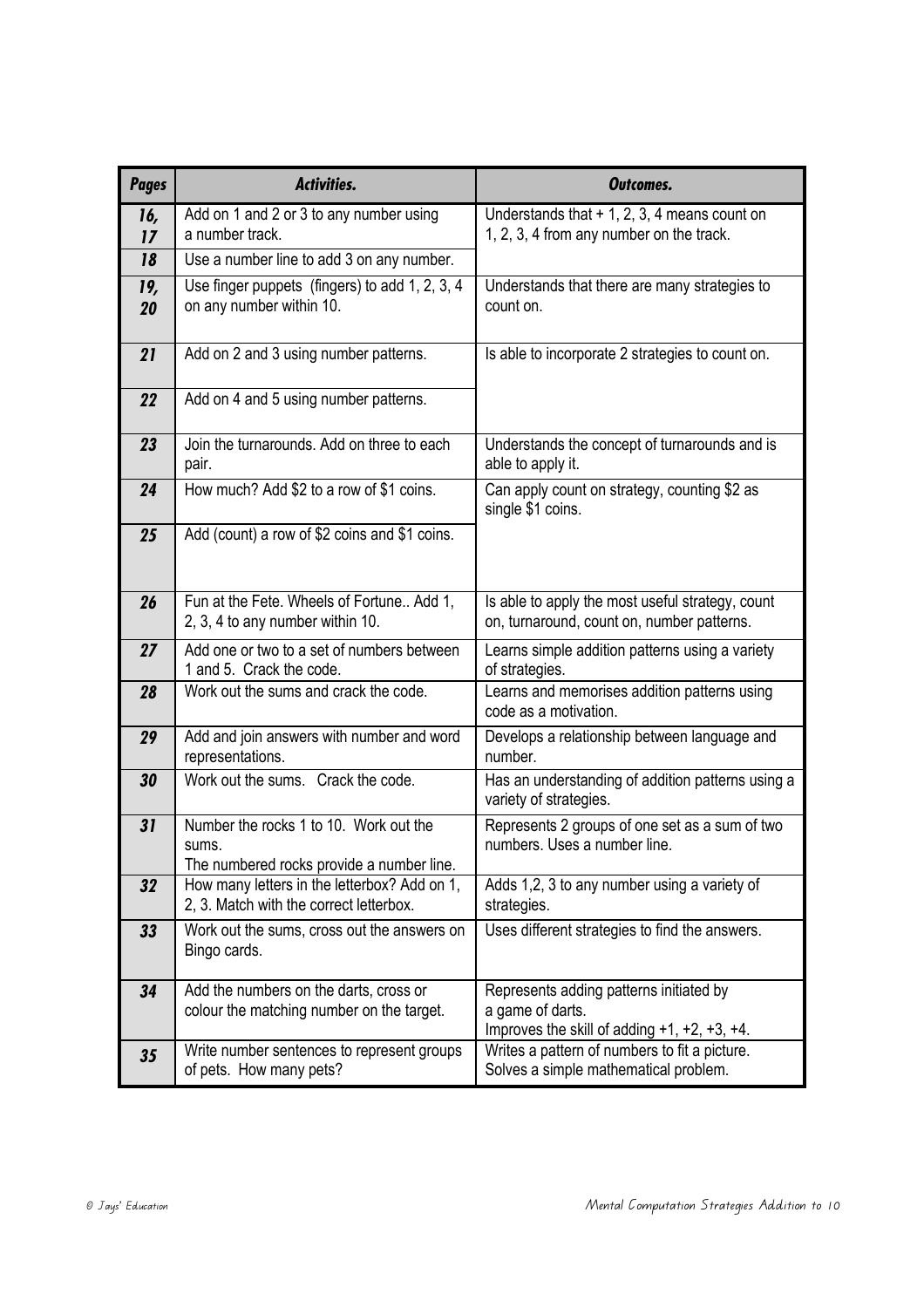| *Pages* | *Activities.* | *Outcomes.* |
|---|---|---|
| *16, 17* | Add on 1 and 2 or 3 to any number using a number track. | Understands that + 1, 2, 3, 4 means count on 1, 2, 3, 4 from any number on the track. |
| *18* | Use a number line to add 3 on any number. | |
| *19, 20* | Use finger puppets (fingers) to add 1, 2, 3, 4 on any number within 10. | Understands that there are many strategies to count on. |
| *21* | Add on 2 and 3 using number patterns. | Is able to incorporate 2 strategies to count on. |
| *22* | Add on 4 and 5 using number patterns. | |
| *23* | Join the turnarounds. Add on three to each pair. | Understands the concept of turnarounds and is able to apply it. |
| *24* | How much? Add $2 to a row of $1 coins. | Can apply count on strategy, counting $2 as single $1 coins. |
| *25* | Add (count) a row of $2 coins and $1 coins. | |
| *26* | Fun at the Fete. Wheels of Fortune.. Add 1, 2, 3, 4 to any number within 10. | Is able to apply the most useful strategy, count on, turnaround, count on, number patterns. |
| *27* | Add one or two to a set of numbers between 1 and 5. Crack the code. | Learns simple addition patterns using a variety of strategies. |
| *28* | Work out the sums and crack the code. | Learns and memorises addition patterns using code as a motivation. |
| *29* | Add and join answers with number and word representations. | Develops a relationship between language and number. |
| *30* | Work out the sums. Crack the code. | Has an understanding of addition patterns using a variety of strategies. |
| *31* | Number the rocks 1 to 10. Work out the sums. The numbered rocks provide a number line. | Represents 2 groups of one set as a sum of two numbers. Uses a number line. |
| *32* | How many letters in the letterbox? Add on 1, 2, 3. Match with the correct letterbox. | Adds 1,2, 3 to any number using a variety of strategies. |
| *33* | Work out the sums, cross out the answers on Bingo cards. | Uses different strategies to find the answers. |
| *34* | Add the numbers on the darts, cross or colour the matching number on the target. | Represents adding patterns initiated by a game of darts. Improves the skill of adding +1, +2, +3, +4. |
| *35* | Write number sentences to represent groups of pets. How many pets? | Writes a pattern of numbers to fit a picture. Solves a simple mathematical problem. |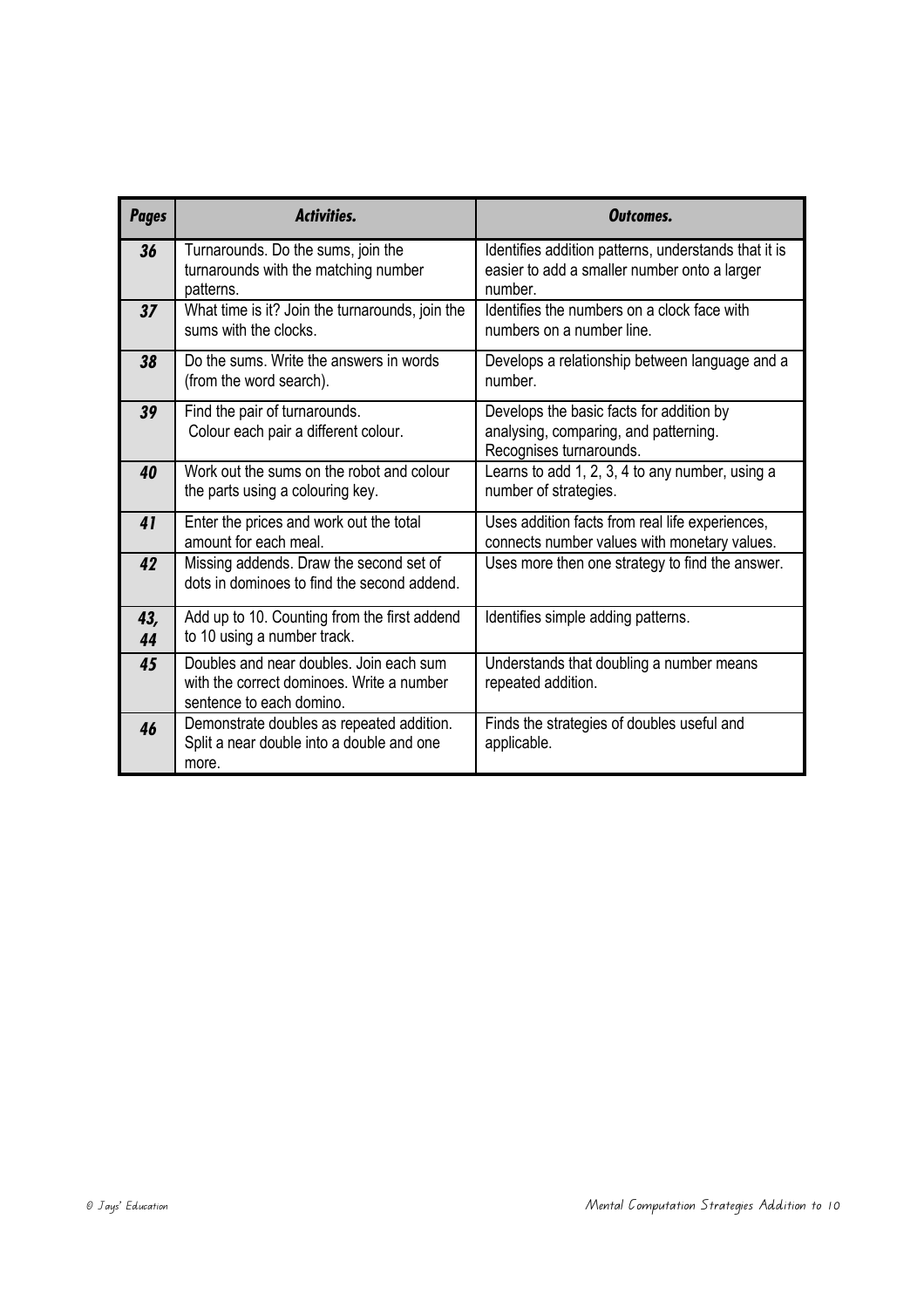| ***Pages*** | ***Activities.*** | ***Outcomes.*** |
|---|---|---|
| **36** | Turnarounds. Do the sums, join the turnarounds with the matching number patterns. | Identifies addition patterns, understands that it is easier to add a smaller number onto a larger number. |
| **37** | What time is it? Join the turnarounds, join the sums with the clocks. | Identifies the numbers on a clock face with numbers on a number line. |
| **38** | Do the sums. Write the answers in words (from the word search). | Develops a relationship between language and a number. |
| **39** | Find the pair of turnarounds. Colour each pair a different colour. | Develops the basic facts for addition by analysing, comparing, and patterning. Recognises turnarounds. |
| **40** | Work out the sums on the robot and colour the parts using a colouring key. | Learns to add 1, 2, 3, 4 to any number, using a number of strategies. |
| **41** | Enter the prices and work out the total amount for each meal. | Uses addition facts from real life experiences, connects number values with monetary values. |
| **42** | Missing addends. Draw the second set of dots in dominoes to find the second addend. | Uses more then one strategy to find the answer. |
| **43, 44** | Add up to 10. Counting from the first addend to 10 using a number track. | Identifies simple adding patterns. |
| **45** | Doubles and near doubles. Join each sum with the correct dominoes. Write a number sentence to each domino. | Understands that doubling a number means repeated addition. |
| **46** | Demonstrate doubles as repeated addition. Split a near double into a double and one more. | Finds the strategies of doubles useful and applicable. |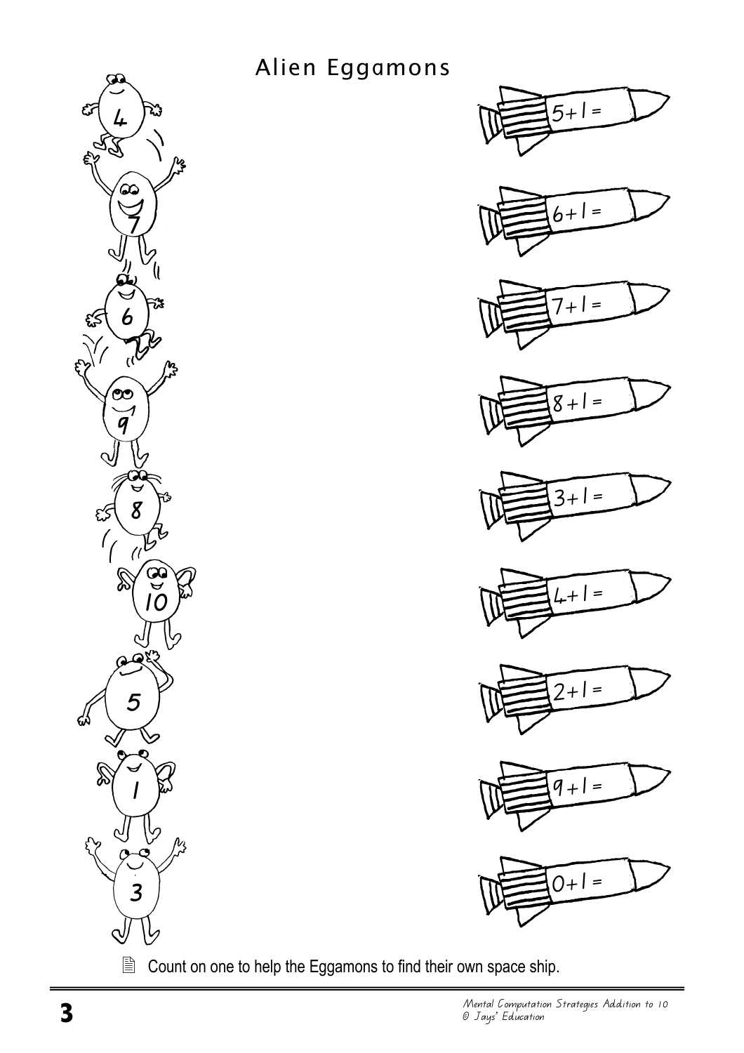# Alien Eggamons

4

7

6

9

8

10

5

1

3

$5 + 1 =$

$6 + 1 =$

$7 + 1 =$

$8 + 1 =$

$3 + 1 =$

$4 + 1 =$

$2 + 1 =$

$9 + 1 =$

$0 + 1 =$

Count on one to help the Eggamons to find their own space ship.

*Mental Computation Strategies Addition to 10*
*© Jays' Education*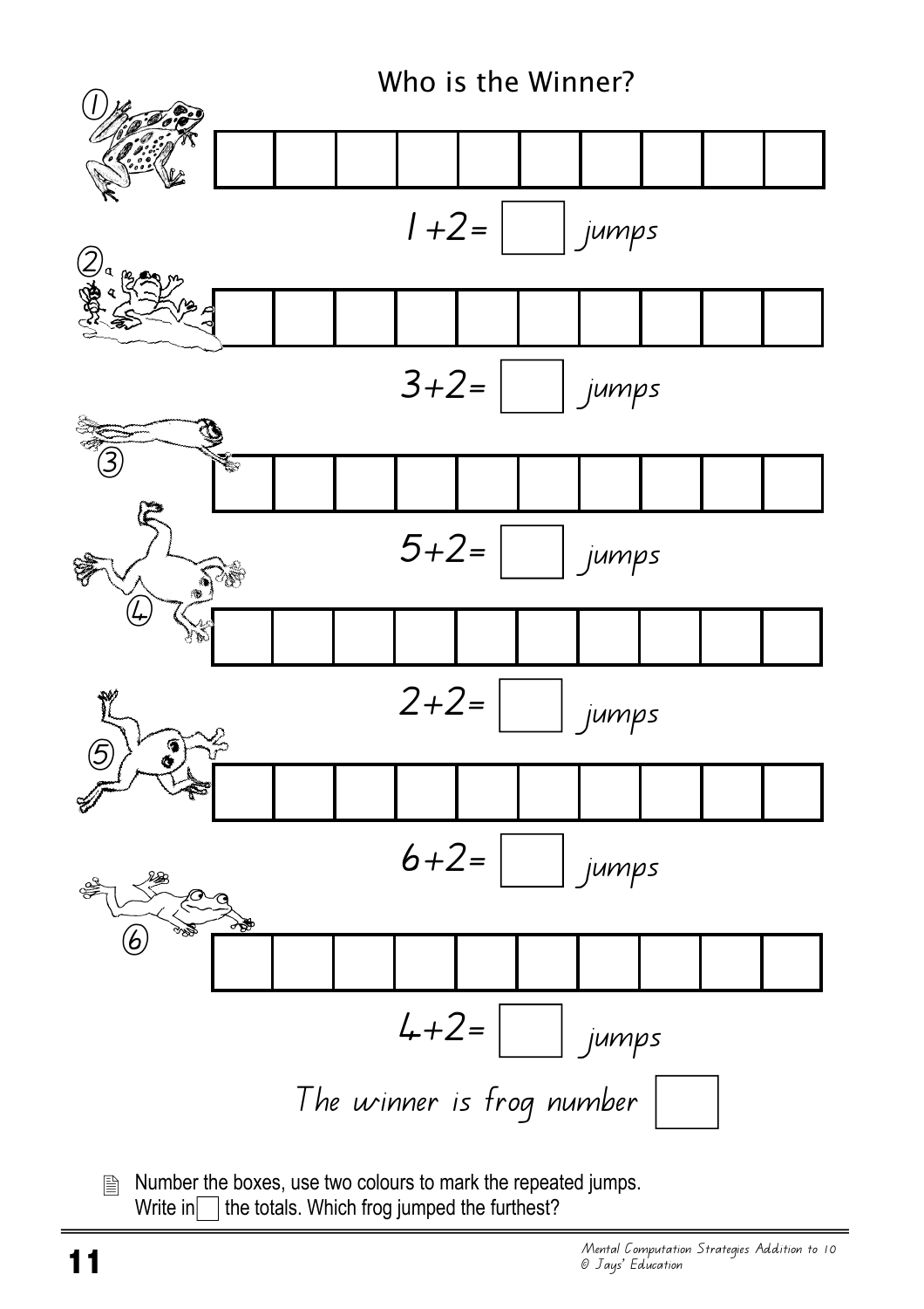# Who is the Winner?

①

| | | | | | | | | | |
|---|---|---|---|---|---|---|---|---|---|
| | | | | | | | | | |

$1 + 2 =$ ☐ *jumps*

②

| | | | | | | | | | |
|---|---|---|---|---|---|---|---|---|---|
| | | | | | | | | | |

$3 + 2 =$ ☐ *jumps*

③

| | | | | | | | | | |
|---|---|---|---|---|---|---|---|---|---|
| | | | | | | | | | |

$5 + 2 =$ ☐ *jumps*

④

| | | | | | | | | | |
|---|---|---|---|---|---|---|---|---|---|
| | | | | | | | | | |

$2 + 2 =$ ☐ *jumps*

⑤

| | | | | | | | | | |
|---|---|---|---|---|---|---|---|---|---|
| | | | | | | | | | |

$6 + 2 =$ ☐ *jumps*

⑥

| | | | | | | | | | |
|---|---|---|---|---|---|---|---|---|---|
| | | | | | | | | | |

$4 + 2 =$ ☐ *jumps*

*The winner is frog number* ☐

Number the boxes, use two colours to mark the repeated jumps.
Write in ☐ the totals. Which frog jumped the furthest?

*Mental Computation Strategies Addition to 10*
*© Jays' Education*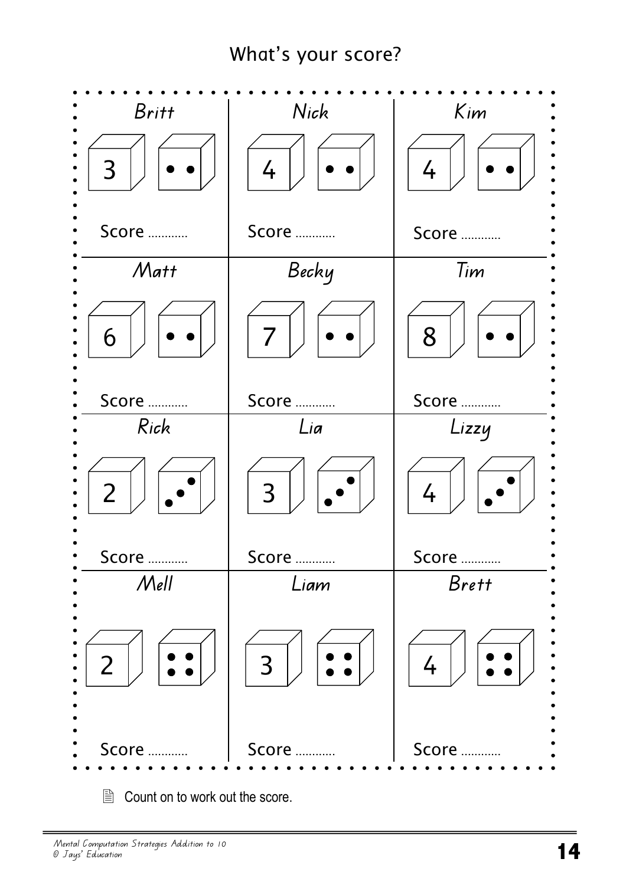# What's your score?

| *Britt* | *Nick* | *Kim* |
|---|---|---|
| 3 ⚁ | 4 ⚁ | 4 ⚁ |
| Score ............ | Score ............ | Score ............ |
| *Matt* | *Becky* | *Tim* |
| 6 ⚁ | 7 ⚁ | 8 ⚁ |
| Score ............ | Score ............ | Score ............ |
| *Rick* | *Lia* | *Lizzy* |
| 2 ⚂ | 3 ⚂ | 4 ⚂ |
| Score ............ | Score ............ | Score ............ |
| *Mell* | *Liam* | *Brett* |
| 2 ⚃ | 3 ⚃ | 4 ⚃ |
| Score ............ | Score ............ | Score ............ |

Count on to work out the score.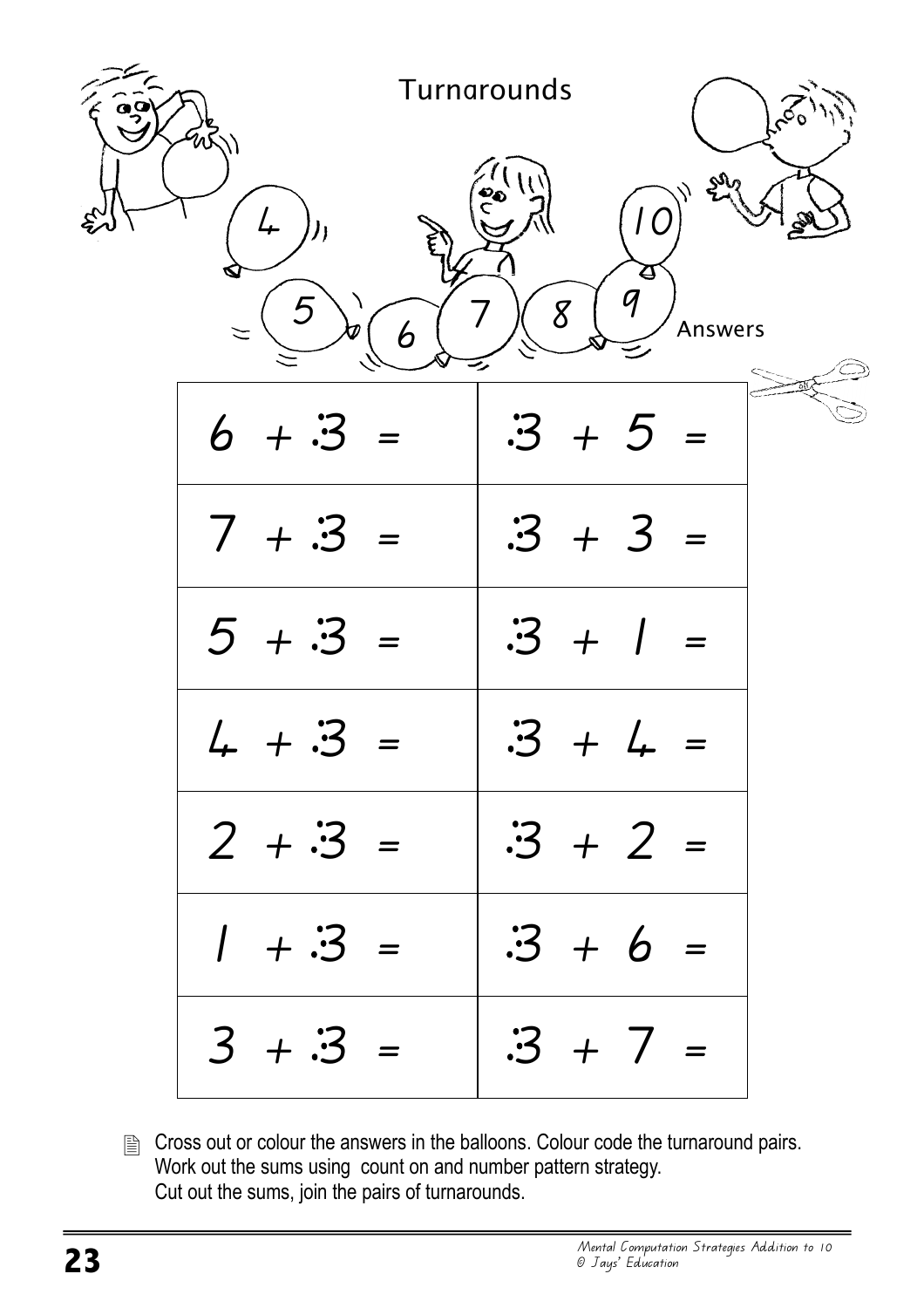# Turnarounds

4 10 5 6 7 8 9 Answers

| | |
|---|---|
| $6 + 3 =$ | $3 + 5 =$ |
| $7 + 3 =$ | $3 + 3 =$ |
| $5 + 3 =$ | $3 + 1 =$ |
| $4 + 3 =$ | $3 + 4 =$ |
| $2 + 3 =$ | $3 + 2 =$ |
| $1 + 3 =$ | $3 + 6 =$ |
| $3 + 3 =$ | $3 + 7 =$ |

Cross out or colour the answers in the balloons. Colour code the turnaround pairs.
Work out the sums using count on and number pattern strategy.
Cut out the sums, join the pairs of turnarounds.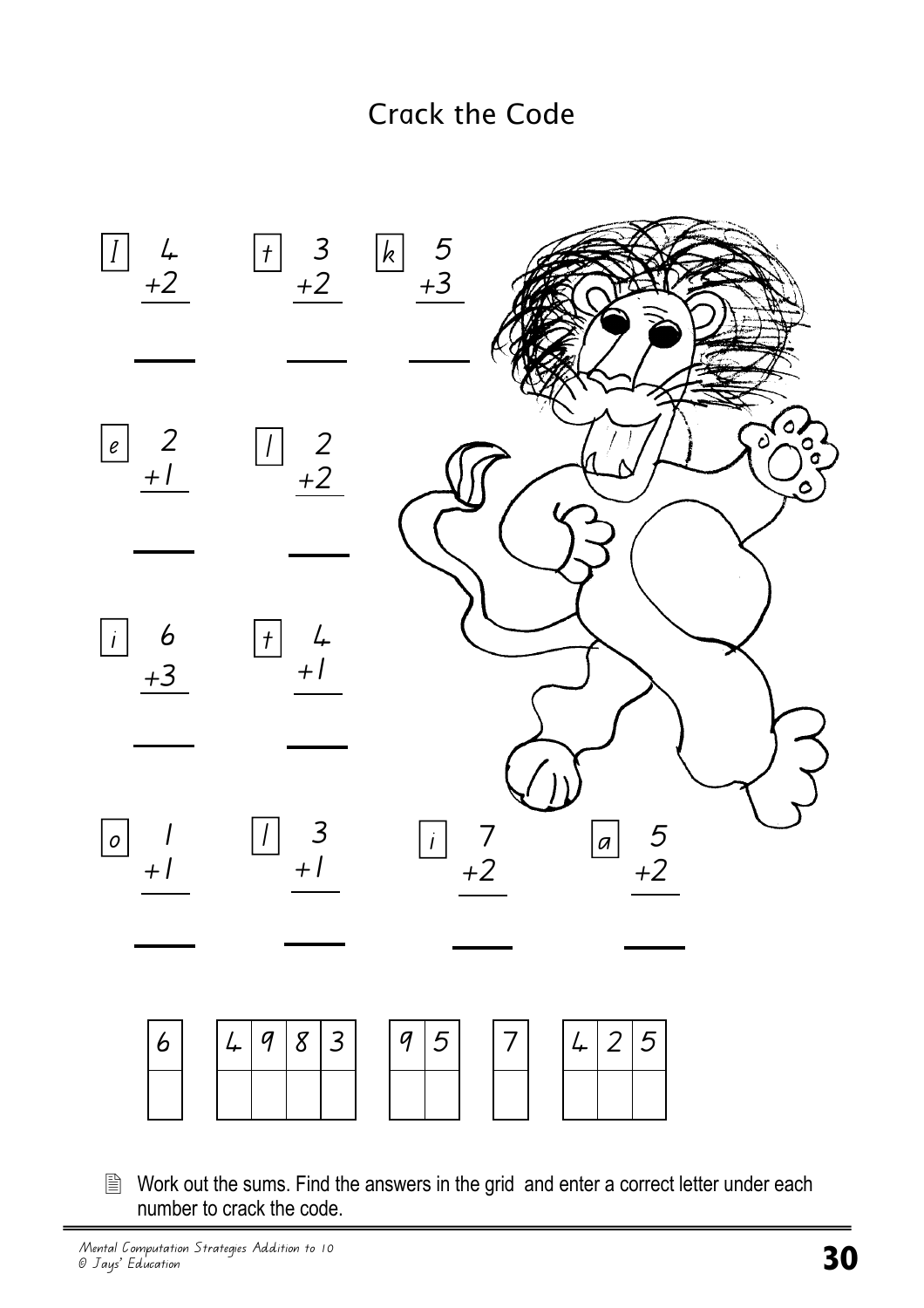# Crack the Code

| Letter | Sum | Answer |
|---|---|---|
| I | $4 + 2$ | ___ |
| t | $3 + 2$ | ___ |
| k | $5 + 3$ | ___ |
| e | $2 + 1$ | ___ |
| l | $2 + 2$ | ___ |
| i | $6 + 3$ | ___ |
| t | $4 + 1$ | ___ |
| o | $1 + 1$ | ___ |
| l | $3 + 1$ | ___ |
| i | $7 + 2$ | ___ |
| a | $5 + 2$ | ___ |

| 6 | | 4 | 9 | 8 | 3 | | 9 | 5 | | 7 | | 4 | 2 | 5 |
|---|---|---|---|---|---|---|---|---|---|---|---|---|---|---|
| | | | | | | | | | | | | | | |

Work out the sums. Find the answers in the grid and enter a correct letter under each number to crack the code.

*Mental Computation Strategies Addition to 10*
*© Jays' Education*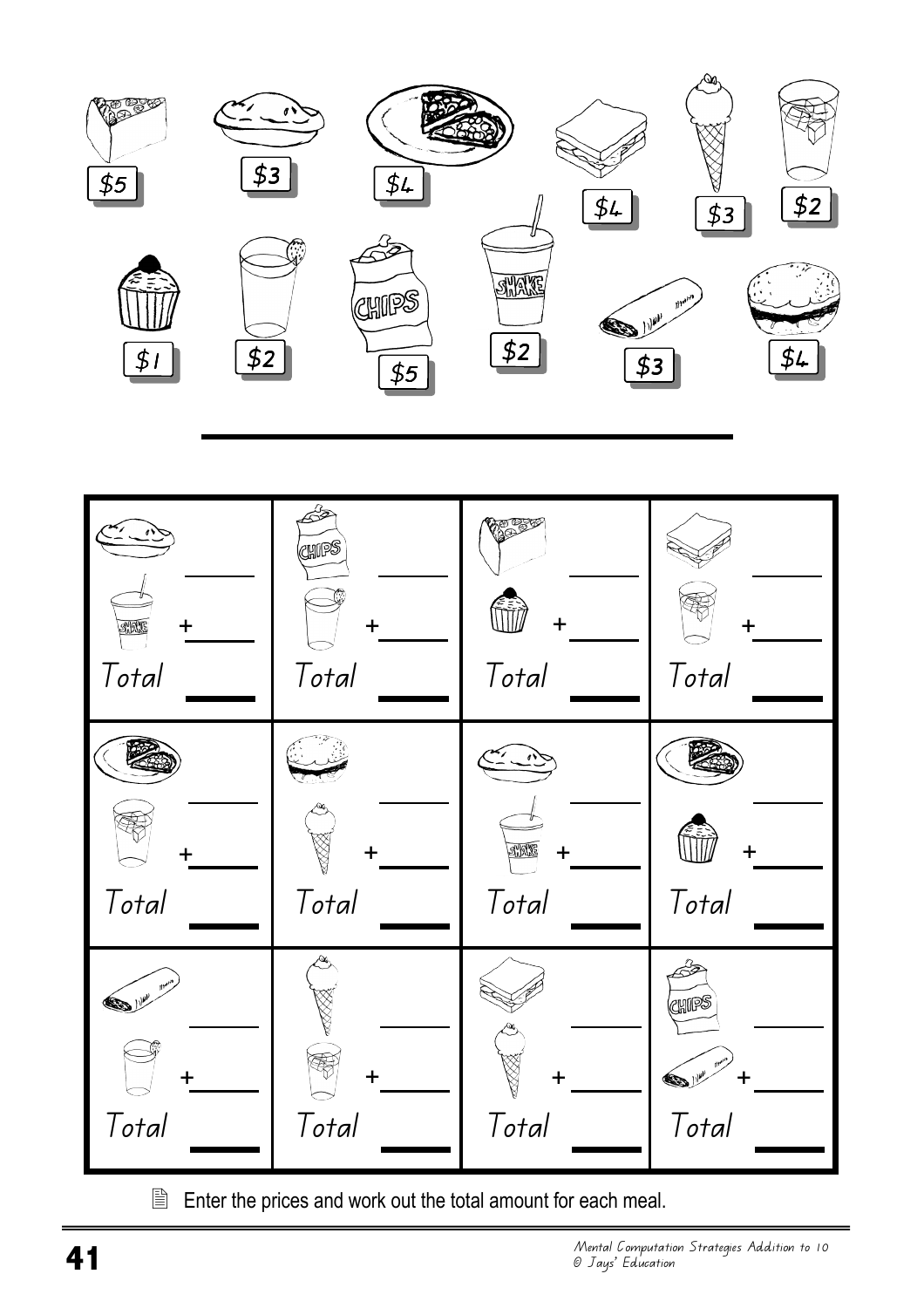$5 $3 $4 $4 $3 $2

$1 $2 $5 $2 $3 $4

| | | | |
|---|---|---|---|
| + ___ Total ___ | + ___ Total ___ | + ___ Total ___ | + ___ Total ___ |
| + ___ Total ___ | + ___ Total ___ | + ___ Total ___ | + ___ Total ___ |
| + ___ Total ___ | + ___ Total ___ | + ___ Total ___ | + ___ Total ___ |

Enter the prices and work out the total amount for each meal.

Mental Computation Strategies Addition to 10
© Jays' Education